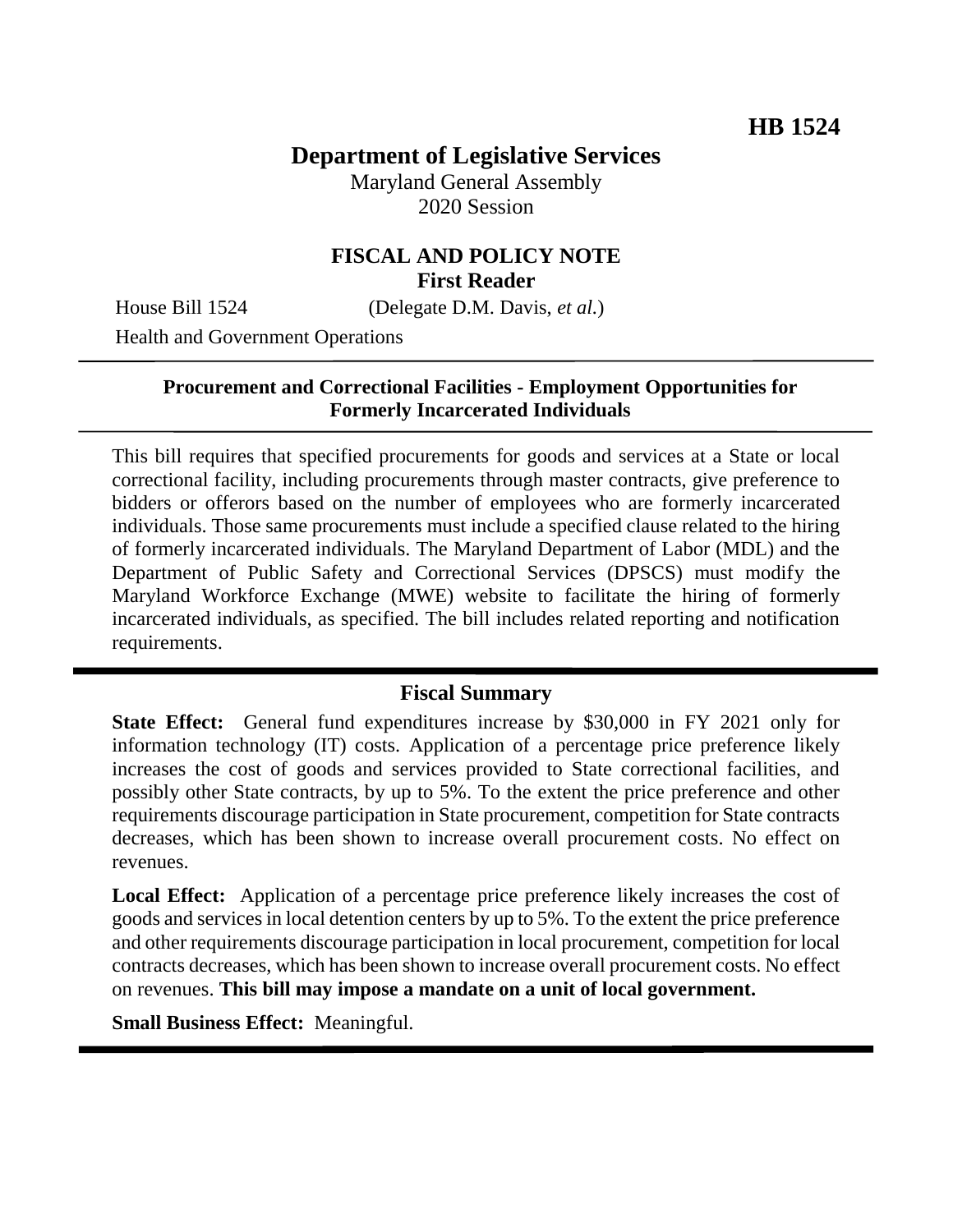**HB 1524**

# Department of Legislative Services

Maryland General Assembly
2020 Session

## FISCAL AND POLICY NOTE
**First Reader**

House Bill 1524 (Delegate D.M. Davis, *et al.*)

Health and Government Operations

---

**Procurement and Correctional Facilities - Employment Opportunities for Formerly Incarcerated Individuals**

---

This bill requires that specified procurements for goods and services at a State or local correctional facility, including procurements through master contracts, give preference to bidders or offerors based on the number of employees who are formerly incarcerated individuals. Those same procurements must include a specified clause related to the hiring of formerly incarcerated individuals. The Maryland Department of Labor (MDL) and the Department of Public Safety and Correctional Services (DPSCS) must modify the Maryland Workforce Exchange (MWE) website to facilitate the hiring of formerly incarcerated individuals, as specified. The bill includes related reporting and notification requirements.

---

## Fiscal Summary

**State Effect:** General fund expenditures increase by $30,000 in FY 2021 only for information technology (IT) costs. Application of a percentage price preference likely increases the cost of goods and services provided to State correctional facilities, and possibly other State contracts, by up to 5%. To the extent the price preference and other requirements discourage participation in State procurement, competition for State contracts decreases, which has been shown to increase overall procurement costs. No effect on revenues.

**Local Effect:** Application of a percentage price preference likely increases the cost of goods and services in local detention centers by up to 5%. To the extent the price preference and other requirements discourage participation in local procurement, competition for local contracts decreases, which has been shown to increase overall procurement costs. No effect on revenues. **This bill may impose a mandate on a unit of local government.**

**Small Business Effect:** Meaningful.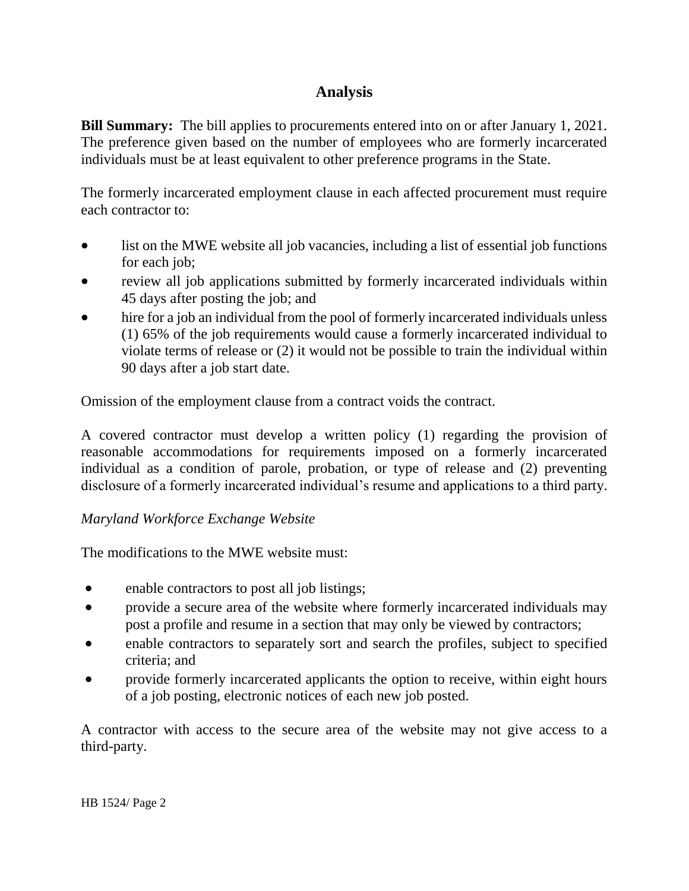## Analysis

**Bill Summary:** The bill applies to procurements entered into on or after January 1, 2021. The preference given based on the number of employees who are formerly incarcerated individuals must be at least equivalent to other preference programs in the State.

The formerly incarcerated employment clause in each affected procurement must require each contractor to:

- list on the MWE website all job vacancies, including a list of essential job functions for each job;
- review all job applications submitted by formerly incarcerated individuals within 45 days after posting the job; and
- hire for a job an individual from the pool of formerly incarcerated individuals unless (1) 65% of the job requirements would cause a formerly incarcerated individual to violate terms of release or (2) it would not be possible to train the individual within 90 days after a job start date.

Omission of the employment clause from a contract voids the contract.

A covered contractor must develop a written policy (1) regarding the provision of reasonable accommodations for requirements imposed on a formerly incarcerated individual as a condition of parole, probation, or type of release and (2) preventing disclosure of a formerly incarcerated individual's resume and applications to a third party.

*Maryland Workforce Exchange Website*

The modifications to the MWE website must:

- enable contractors to post all job listings;
- provide a secure area of the website where formerly incarcerated individuals may post a profile and resume in a section that may only be viewed by contractors;
- enable contractors to separately sort and search the profiles, subject to specified criteria; and
- provide formerly incarcerated applicants the option to receive, within eight hours of a job posting, electronic notices of each new job posted.

A contractor with access to the secure area of the website may not give access to a third-party.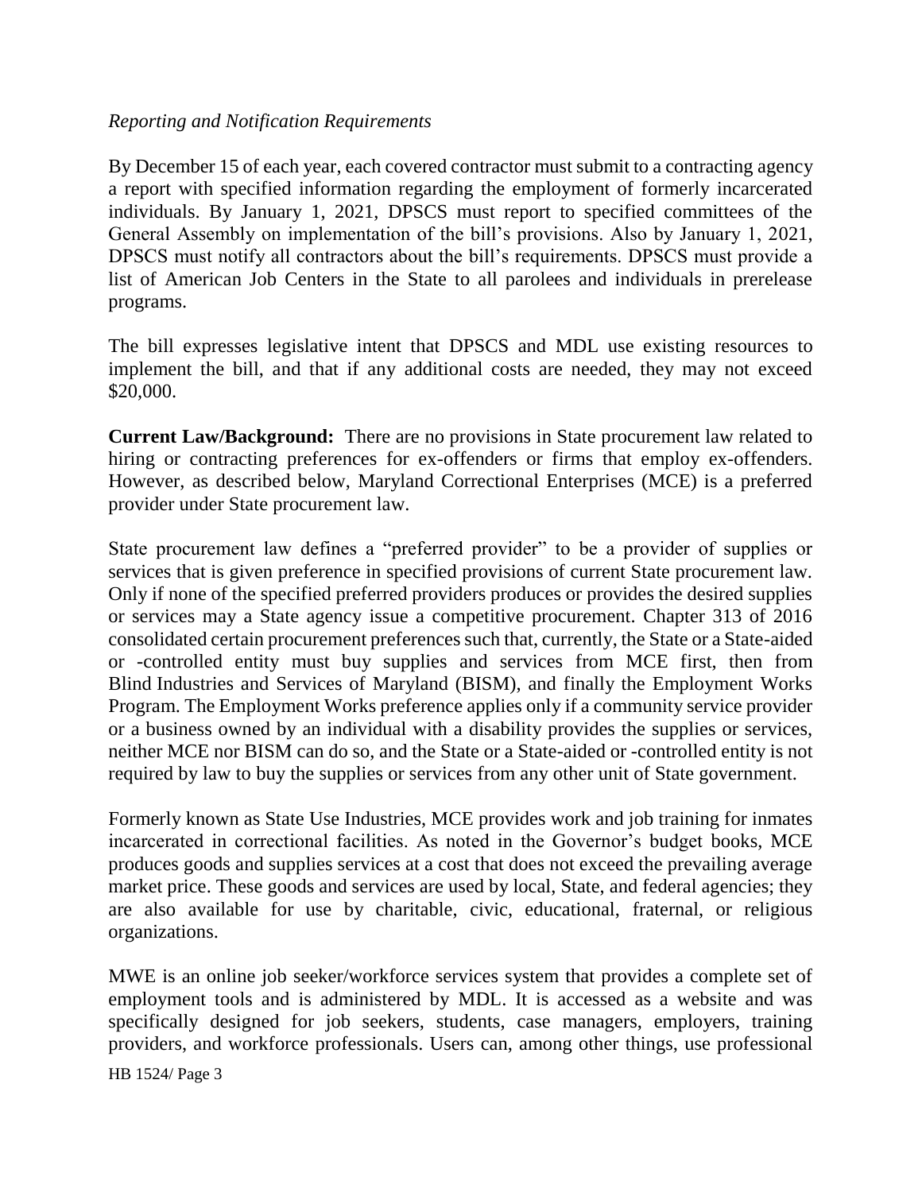*Reporting and Notification Requirements*

By December 15 of each year, each covered contractor must submit to a contracting agency a report with specified information regarding the employment of formerly incarcerated individuals. By January 1, 2021, DPSCS must report to specified committees of the General Assembly on implementation of the bill's provisions. Also by January 1, 2021, DPSCS must notify all contractors about the bill's requirements. DPSCS must provide a list of American Job Centers in the State to all parolees and individuals in prerelease programs.

The bill expresses legislative intent that DPSCS and MDL use existing resources to implement the bill, and that if any additional costs are needed, they may not exceed $20,000.

**Current Law/Background:** There are no provisions in State procurement law related to hiring or contracting preferences for ex-offenders or firms that employ ex-offenders. However, as described below, Maryland Correctional Enterprises (MCE) is a preferred provider under State procurement law.

State procurement law defines a "preferred provider" to be a provider of supplies or services that is given preference in specified provisions of current State procurement law. Only if none of the specified preferred providers produces or provides the desired supplies or services may a State agency issue a competitive procurement. Chapter 313 of 2016 consolidated certain procurement preferences such that, currently, the State or a State-aided or -controlled entity must buy supplies and services from MCE first, then from Blind Industries and Services of Maryland (BISM), and finally the Employment Works Program. The Employment Works preference applies only if a community service provider or a business owned by an individual with a disability provides the supplies or services, neither MCE nor BISM can do so, and the State or a State-aided or -controlled entity is not required by law to buy the supplies or services from any other unit of State government.

Formerly known as State Use Industries, MCE provides work and job training for inmates incarcerated in correctional facilities. As noted in the Governor's budget books, MCE produces goods and supplies services at a cost that does not exceed the prevailing average market price. These goods and services are used by local, State, and federal agencies; they are also available for use by charitable, civic, educational, fraternal, or religious organizations.

MWE is an online job seeker/workforce services system that provides a complete set of employment tools and is administered by MDL. It is accessed as a website and was specifically designed for job seekers, students, case managers, employers, training providers, and workforce professionals. Users can, among other things, use professional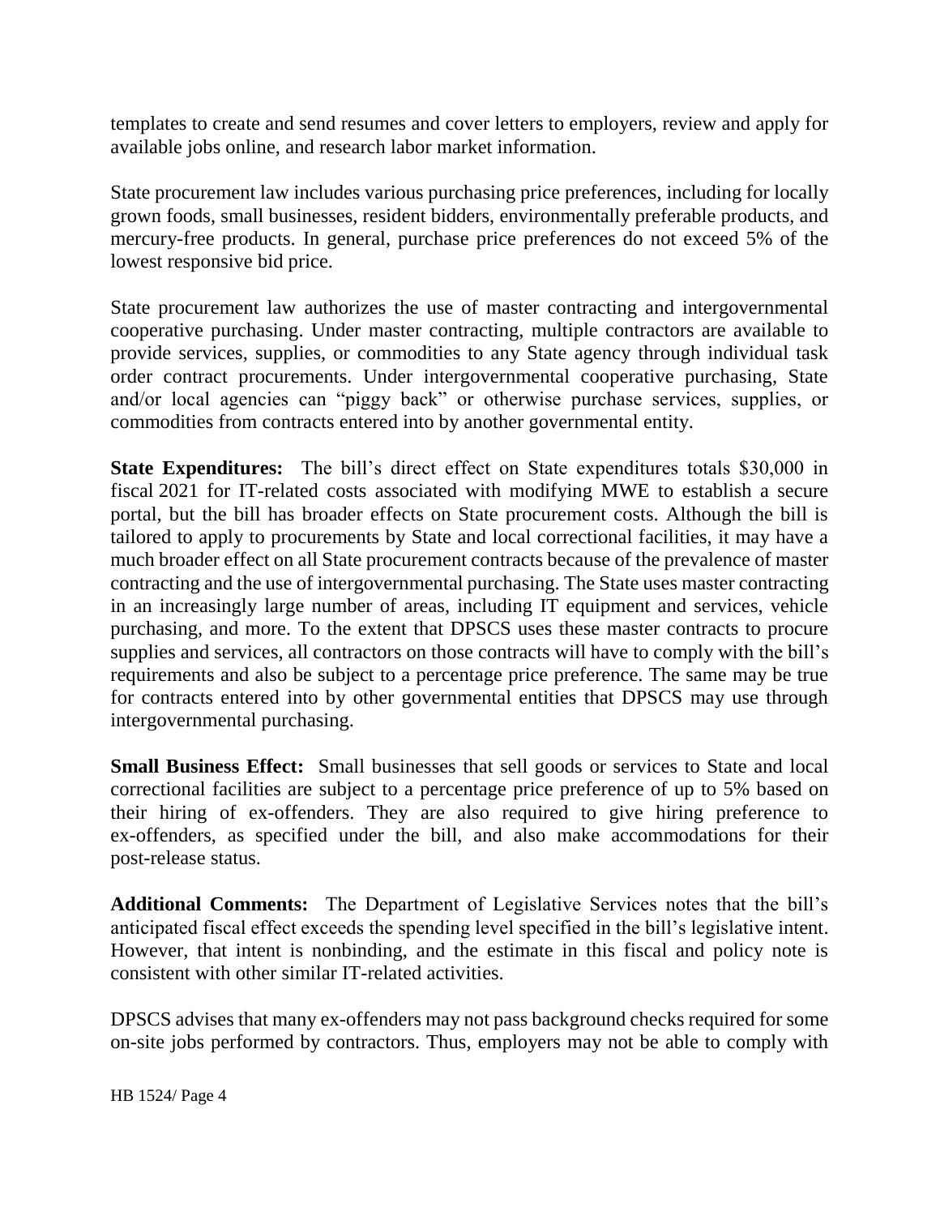templates to create and send resumes and cover letters to employers, review and apply for available jobs online, and research labor market information.

State procurement law includes various purchasing price preferences, including for locally grown foods, small businesses, resident bidders, environmentally preferable products, and mercury-free products. In general, purchase price preferences do not exceed 5% of the lowest responsive bid price.

State procurement law authorizes the use of master contracting and intergovernmental cooperative purchasing. Under master contracting, multiple contractors are available to provide services, supplies, or commodities to any State agency through individual task order contract procurements. Under intergovernmental cooperative purchasing, State and/or local agencies can "piggy back" or otherwise purchase services, supplies, or commodities from contracts entered into by another governmental entity.

**State Expenditures:** The bill's direct effect on State expenditures totals $30,000 in fiscal 2021 for IT-related costs associated with modifying MWE to establish a secure portal, but the bill has broader effects on State procurement costs. Although the bill is tailored to apply to procurements by State and local correctional facilities, it may have a much broader effect on all State procurement contracts because of the prevalence of master contracting and the use of intergovernmental purchasing. The State uses master contracting in an increasingly large number of areas, including IT equipment and services, vehicle purchasing, and more. To the extent that DPSCS uses these master contracts to procure supplies and services, all contractors on those contracts will have to comply with the bill's requirements and also be subject to a percentage price preference. The same may be true for contracts entered into by other governmental entities that DPSCS may use through intergovernmental purchasing.

**Small Business Effect:** Small businesses that sell goods or services to State and local correctional facilities are subject to a percentage price preference of up to 5% based on their hiring of ex-offenders. They are also required to give hiring preference to ex-offenders, as specified under the bill, and also make accommodations for their post-release status.

**Additional Comments:** The Department of Legislative Services notes that the bill's anticipated fiscal effect exceeds the spending level specified in the bill's legislative intent. However, that intent is nonbinding, and the estimate in this fiscal and policy note is consistent with other similar IT-related activities.

DPSCS advises that many ex-offenders may not pass background checks required for some on-site jobs performed by contractors. Thus, employers may not be able to comply with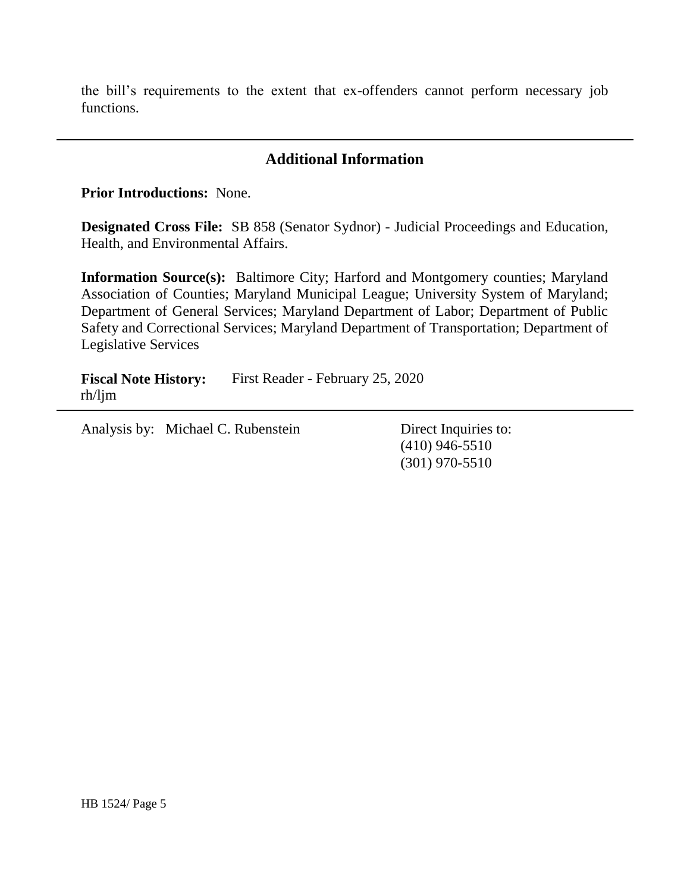the bill's requirements to the extent that ex-offenders cannot perform necessary job functions.

---

## Additional Information

**Prior Introductions:** None.

**Designated Cross File:** SB 858 (Senator Sydnor) - Judicial Proceedings and Education, Health, and Environmental Affairs.

**Information Source(s):** Baltimore City; Harford and Montgomery counties; Maryland Association of Counties; Maryland Municipal League; University System of Maryland; Department of General Services; Maryland Department of Labor; Department of Public Safety and Correctional Services; Maryland Department of Transportation; Department of Legislative Services

**Fiscal Note History:** First Reader - February 25, 2020
rh/ljm

---

Analysis by: Michael C. Rubenstein

Direct Inquiries to:
(410) 946-5510
(301) 970-5510